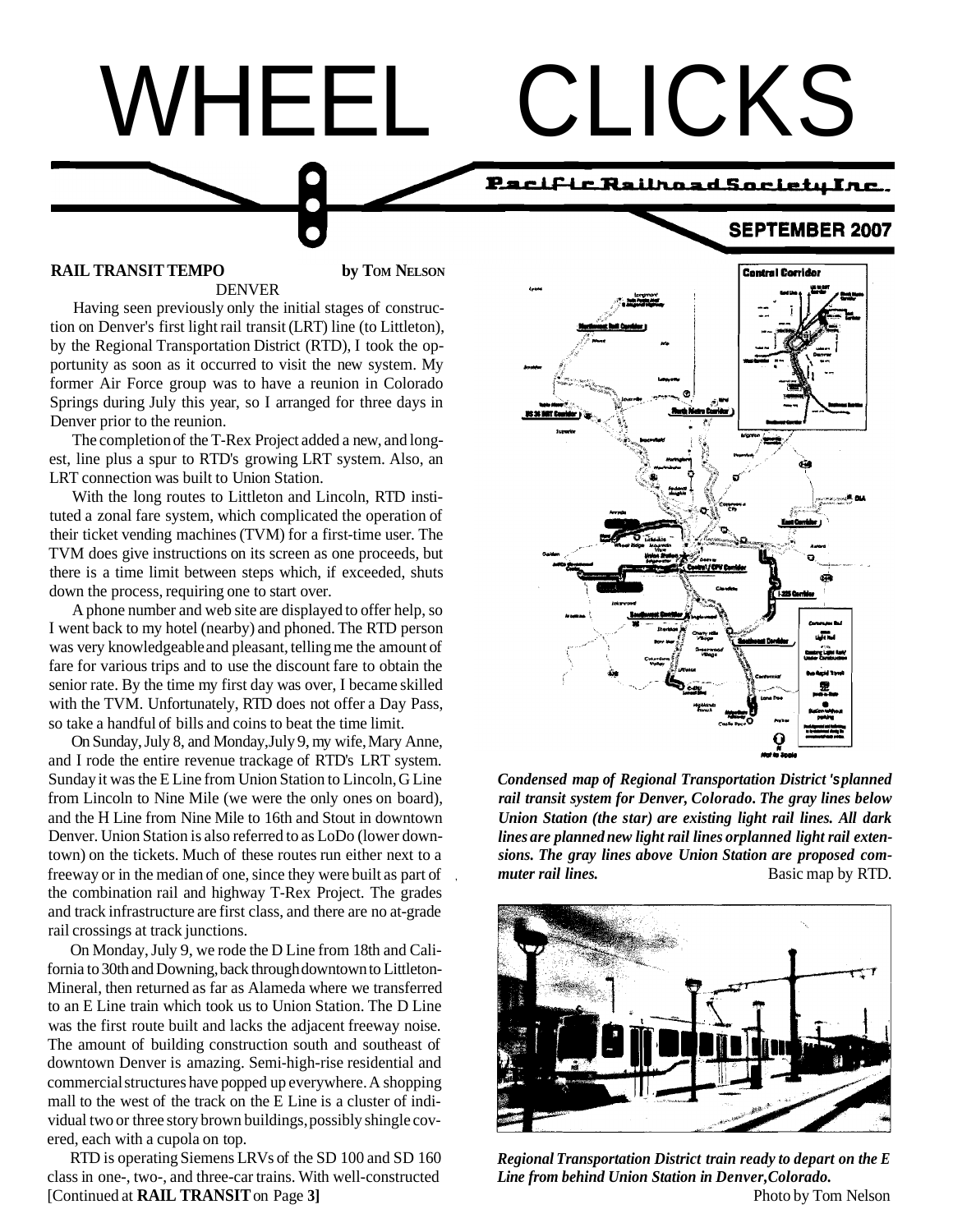# WHEEL CLICKS

Pacific Railroad Society Inc.

SEPTEMBER 2007

## RAIL TRANSIT TEMPO

**by TOM NELSON**

DENVER

Having seen previously only the initial stages of construction on Denver's first light rail transit (LRT) line (to Littleton), by the Regional Transportation District (RTD), I took the opportunity as soon as it occurred to visit the new system. My former Air Force group was to have a reunion in Colorado Springs during July this year, so I arranged for three days in Denver prior to the reunion.

The completion of the T-Rex Project added a new, and longest, line plus a spur to RTD's growing LRT system. Also, an LRT connection was built to Union Station.

With the long routes to Littleton and Lincoln, RTD instituted a zonal fare system, which complicated the operation of their ticket vending machines (TVM) for a first-time user. The TVM does give instructions on its screen as one proceeds, but there is a time limit between steps which, if exceeded, shuts down the process, requiring one to start over.

A phone number and web site are displayed to offer help, so I went back to my hotel (nearby) and phoned. The RTD person was very knowledgeable and pleasant, telling me the amount of fare for various trips and to use the discount fare to obtain the senior rate. By the time my first day was over, I became skilled with the TVM. Unfortunately, RTD does not offer a Day Pass, so take a handful of bills and coins to beat the time limit.

On Sunday, July 8, and Monday, July 9, my wife, Mary Anne, and I rode the entire revenue trackage of RTD's LRT system. Sunday it was the E Line from Union Station to Lincoln, G Line from Lincoln to Nine Mile (we were the only ones on board), and the H Line from Nine Mile to 16th and Stout in downtown Denver. Union Station is also referred to as LoDo (lower downtown) on the tickets. Much of these routes run either next to a freeway or in the median of one, since they were built as part of the combination rail and highway T-Rex Project. The grades and track infrastructure are first class, and there are no at-grade rail crossings at track junctions.

On Monday, July 9, we rode the D Line from 18th and California to 30th and Downing, back through downtown to Littleton-Mineral, then returned as far as Alameda where we transferred to an E Line train which took us to Union Station. The D Line was the first route built and lacks the adjacent freeway noise. The amount of building construction south and southeast of downtown Denver is amazing. Semi-high-rise residential and commercial structures have popped up everywhere. A shopping mall to the west of the track on the E Line is a cluster of individual two or three story brown buildings, possibly shingle covered, each with a cupola on top.

RTD is operating Siemens LRVs of the SD 100 and SD 160 class in one-, two-, and three-car trains. With well-constructed [Continued at **RAIL TRANSIT** on Page **3]**

*Condensed map of Regional Transportation District's planned rail transit system for Denver, Colorado. The gray lines below Union Station (the star) are existing light rail lines. All dark lines are planned new light rail lines or planned light rail extensions. The gray lines above Union Station are proposed commuter rail lines.* Basic map by RTD.

*Regional Transportation District train ready to depart on the E Line from behind Union Station in Denver, Colorado.* Photo by Tom Nelson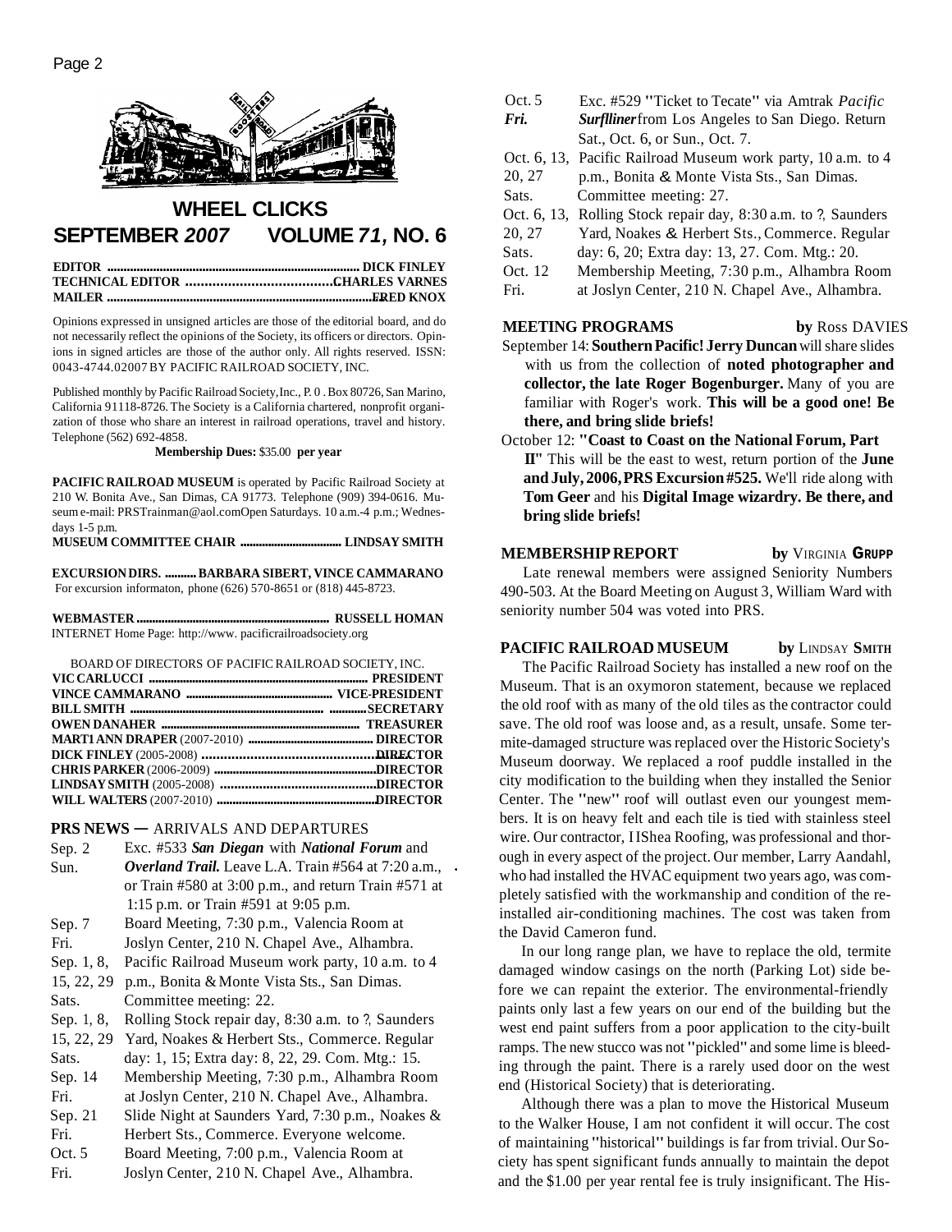# WHEEL CLICKS

## SEPTEMBER *2007* VOLUME *71*, NO. 6

**EDITOR .............................................................................. DICK FINLEY**
**TECHNICAL EDITOR ....................................CHARLES VARNES**
**MAILER .................................................................................FRED KNOX**

Opinions expressed in unsigned articles are those of the editorial board, and do not necessarily reflect the opinions of the Society, its officers or directors. Opinions in signed articles are those of the author only. All rights reserved. ISSN: 0043-4744.02007 BY PACIFIC RAILROAD SOCIETY, INC.

Published monthly by Pacific Railroad Society, Inc., P. 0 . Box 80726, San Marino, California 91118-8726. The Society is a California chartered, nonprofit organization of those who share an interest in railroad operations, travel and history. Telephone (562) 692-4858.

**Membership Dues:** $35.00 **per year**

**PACIFIC RAILROAD MUSEUM** is operated by Pacific Railroad Society at 210 W. Bonita Ave., San Dimas, CA 91773. Telephone (909) 394-0616. Museum e-mail: PRSTrainman@aol.com Open Saturdays. 10 a.m.-4 p.m.; Wednesdays 1-5 p.m.

**MUSEUM COMMITTEE CHAIR ................................ LINDSAY SMITH**

**EXCURSION DIRS. .......... BARBARA SIBERT, VINCE CAMMARANO**
For excursion informaton, phone (626) 570-8651 or (818) 445-8723.

**WEBMASTER .............................................................. RUSSELL HOMAN**
INTERNET Home Page: http://www. pacificrailroadsociety.org

BOARD OF DIRECTORS OF PACIFIC RAILROAD SOCIETY, INC.

**VIC CARLUCCI ...................................................................... PRESIDENT**
**VINCE CAMMARANO ................................................ VICE-PRESIDENT**
**BILL SMITH ............................................................... ............SECRETARY**
**OWEN DANAHER ................................................................ TREASURER**
**MARTI ANN DRAPER** (2007-2010) **......................................... DIRECTOR**
**DICK FINLEY** (2005-2008) **...............................................DIRECTOR**
**CHRIS PARKER** (2006-2009) **...................................................DIRECTOR**
**LINDSAY SMITH** (2005-2008) **...........................................DIRECTOR**
**WILL WALTERS** (2007-2010) **...................................................DIRECTOR**

## PRS NEWS — ARRIVALS AND DEPARTURES

| | |
|---|---|
| Sep. 2 Sun. | Exc. #533 ***San Diegan*** with ***National Forum*** and ***Overland Trail.*** Leave L.A. Train #564 at 7:20 a.m., or Train #580 at 3:00 p.m., and return Train #571 at 1:15 p.m. or Train #591 at 9:05 p.m. |
| Sep. 7 Fri. | Board Meeting, 7:30 p.m., Valencia Room at Joslyn Center, 210 N. Chapel Ave., Alhambra. |
| Sep. 1, 8, 15, 22, 29 Sats. | Pacific Railroad Museum work party, 10 a.m. to 4 p.m., Bonita & Monte Vista Sts., San Dimas. Committee meeting: 22. |
| Sep. 1, 8, 15, 22, 29 Sats. | Rolling Stock repair day, 8:30 a.m. to ?, Saunders Yard, Noakes & Herbert Sts., Commerce. Regular day: 1, 15; Extra day: 8, 22, 29. Com. Mtg.: 15. |
| Sep. 14 Fri. | Membership Meeting, 7:30 p.m., Alhambra Room at Joslyn Center, 210 N. Chapel Ave., Alhambra. |
| Sep. 21 Fri. | Slide Night at Saunders Yard, 7:30 p.m., Noakes & Herbert Sts., Commerce. Everyone welcome. |
| Oct. 5 Fri. | Board Meeting, 7:00 p.m., Valencia Room at Joslyn Center, 210 N. Chapel Ave., Alhambra. |
| Oct. 5 ***Fri.*** | Exc. #529 "Ticket to Tecate" via Amtrak *Pacific* ***Surfliner*** from Los Angeles to San Diego. Return Sat., Oct. 6, or Sun., Oct. 7. |
| Oct. 6, 13, 20, 27 Sats. | Pacific Railroad Museum work party, 10 a.m. to 4 p.m., Bonita & Monte Vista Sts., San Dimas. Committee meeting: 27. |
| Oct. 6, 13, 20, 27 Sats. | Rolling Stock repair day, 8:30 a.m. to ?, Saunders Yard, Noakes & Herbert Sts., Commerce. Regular day: 6, 20; Extra day: 13, 27. Com. Mtg.: 20. |
| Oct. 12 Fri. | Membership Meeting, 7:30 p.m., Alhambra Room at Joslyn Center, 210 N. Chapel Ave., Alhambra. |

## MEETING PROGRAMS — by Ross DAVIES

September 14: **Southern Pacific! Jerry Duncan** will share slides with us from the collection of **noted photographer and collector, the late Roger Bogenburger.** Many of you are familiar with Roger's work. **This will be a good one! Be there, and bring slide briefs!**

October 12: **"Coast to Coast on the National Forum, Part II"** This will be the east to west, return portion of the **June and July, 2006, PRS Excursion #525.** We'll ride along with **Tom Geer** and his **Digital Image wizardry. Be there, and bring slide briefs!**

## MEMBERSHIP REPORT — by VIRGINIA GRUPP

Late renewal members were assigned Seniority Numbers 490-503. At the Board Meeting on August 3, William Ward with seniority number 504 was voted into PRS.

## PACIFIC RAILROAD MUSEUM — by LINDSAY SMITH

The Pacific Railroad Society has installed a new roof on the Museum. That is an oxymoron statement, because we replaced the old roof with as many of the old tiles as the contractor could save. The old roof was loose and, as a result, unsafe. Some termite-damaged structure was replaced over the Historic Society's Museum doorway. We replaced a roof puddle installed in the city modification to the building when they installed the Senior Center. The "new" roof will outlast even our youngest members. It is on heavy felt and each tile is tied with stainless steel wire. Our contractor, IIShea Roofing, was professional and thorough in every aspect of the project. Our member, Larry Aandahl, who had installed the HVAC equipment two years ago, was completely satisfied with the workmanship and condition of the re-installed air-conditioning machines. The cost was taken from the David Cameron fund.

In our long range plan, we have to replace the old, termite damaged window casings on the north (Parking Lot) side before we can repaint the exterior. The environmental-friendly paints only last a few years on our end of the building but the west end paint suffers from a poor application to the city-built ramps. The new stucco was not "pickled" and some lime is bleeding through the paint. There is a rarely used door on the west end (Historical Society) that is deteriorating.

Although there was a plan to move the Historical Museum to the Walker House, I am not confident it will occur. The cost of maintaining "historical" buildings is far from trivial. Our Society has spent significant funds annually to maintain the depot and the $1.00 per year rental fee is truly insignificant. The His-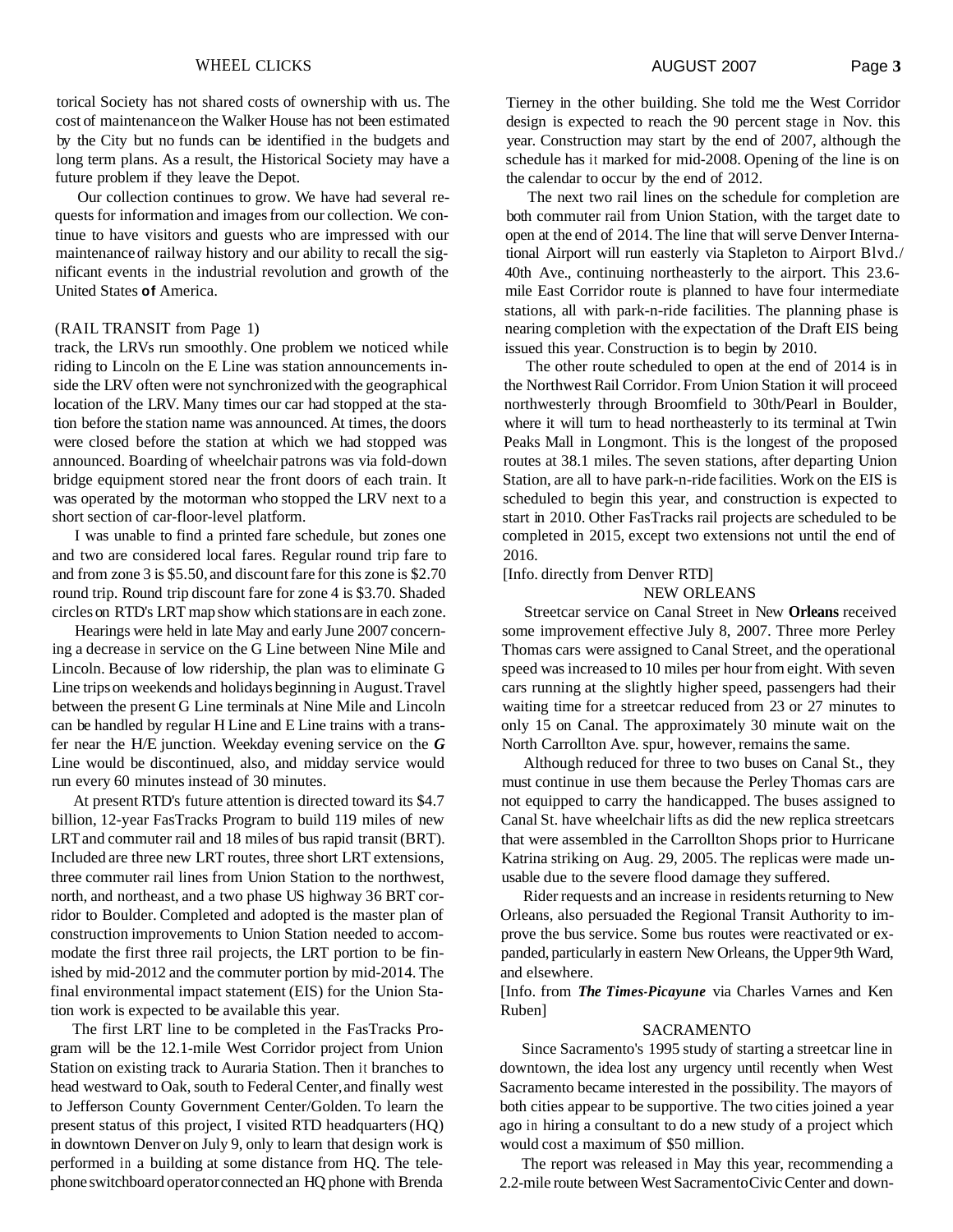torical Society has not shared costs of ownership with us. The cost of maintenance on the Walker House has not been estimated by the City but no funds can be identified in the budgets and long term plans. As a result, the Historical Society may have a future problem if they leave the Depot.

Our collection continues to grow. We have had several requests for information and images from our collection. We continue to have visitors and guests who are impressed with our maintenance of railway history and our ability to recall the significant events in the industrial revolution and growth of the United States **of** America.

(RAIL TRANSIT from Page 1)

track, the LRVs run smoothly. One problem we noticed while riding to Lincoln on the E Line was station announcements inside the LRV often were not synchronized with the geographical location of the LRV. Many times our car had stopped at the station before the station name was announced. At times, the doors were closed before the station at which we had stopped was announced. Boarding of wheelchair patrons was via fold-down bridge equipment stored near the front doors of each train. It was operated by the motorman who stopped the LRV next to a short section of car-floor-level platform.

I was unable to find a printed fare schedule, but zones one and two are considered local fares. Regular round trip fare to and from zone 3 is $5.50, and discount fare for this zone is $2.70 round trip. Round trip discount fare for zone 4 is $3.70. Shaded circles on RTD's LRT map show which stations are in each zone.

Hearings were held in late May and early June 2007 concerning a decrease in service on the G Line between Nine Mile and Lincoln. Because of low ridership, the plan was to eliminate G Line trips on weekends and holidays beginning in August. Travel between the present G Line terminals at Nine Mile and Lincoln can be handled by regular H Line and E Line trains with a transfer near the H/E junction. Weekday evening service on the ***G*** Line would be discontinued, also, and midday service would run every 60 minutes instead of 30 minutes.

At present RTD's future attention is directed toward its $4.7 billion, 12-year FasTracks Program to build 119 miles of new LRT and commuter rail and 18 miles of bus rapid transit (BRT). Included are three new LRT routes, three short LRT extensions, three commuter rail lines from Union Station to the northwest, north, and northeast, and a two phase US highway 36 BRT corridor to Boulder. Completed and adopted is the master plan of construction improvements to Union Station needed to accommodate the first three rail projects, the LRT portion to be finished by mid-2012 and the commuter portion by mid-2014. The final environmental impact statement (EIS) for the Union Station work is expected to be available this year.

The first LRT line to be completed in the FasTracks Program will be the 12.1-mile West Corridor project from Union Station on existing track to Auraria Station. Then it branches to head westward to Oak, south to Federal Center, and finally west to Jefferson County Government Center/Golden. To learn the present status of this project, I visited RTD headquarters (HQ) in downtown Denver on July 9, only to learn that design work is performed in a building at some distance from HQ. The telephone switchboard operator connected an HQ phone with Brenda Tierney in the other building. She told me the West Corridor design is expected to reach the 90 percent stage in Nov. this year. Construction may start by the end of 2007, although the schedule has it marked for mid-2008. Opening of the line is on the calendar to occur by the end of 2012.

The next two rail lines on the schedule for completion are both commuter rail from Union Station, with the target date to open at the end of 2014. The line that will serve Denver International Airport will run easterly via Stapleton to Airport Blvd./ 40th Ave., continuing northeasterly to the airport. This 23.6-mile East Corridor route is planned to have four intermediate stations, all with park-n-ride facilities. The planning phase is nearing completion with the expectation of the Draft EIS being issued this year. Construction is to begin by 2010.

The other route scheduled to open at the end of 2014 is in the Northwest Rail Corridor. From Union Station it will proceed northwesterly through Broomfield to 30th/Pearl in Boulder, where it will turn to head northeasterly to its terminal at Twin Peaks Mall in Longmont. This is the longest of the proposed routes at 38.1 miles. The seven stations, after departing Union Station, are all to have park-n-ride facilities. Work on the EIS is scheduled to begin this year, and construction is expected to start in 2010. Other FasTracks rail projects are scheduled to be completed in 2015, except two extensions not until the end of 2016.

[Info. directly from Denver RTD]

## NEW ORLEANS

Streetcar service on Canal Street in New **Orleans** received some improvement effective July 8, 2007. Three more Perley Thomas cars were assigned to Canal Street, and the operational speed was increased to 10 miles per hour from eight. With seven cars running at the slightly higher speed, passengers had their waiting time for a streetcar reduced from 23 or 27 minutes to only 15 on Canal. The approximately 30 minute wait on the North Carrollton Ave. spur, however, remains the same.

Although reduced for three to two buses on Canal St., they must continue in use them because the Perley Thomas cars are not equipped to carry the handicapped. The buses assigned to Canal St. have wheelchair lifts as did the new replica streetcars that were assembled in the Carrollton Shops prior to Hurricane Katrina striking on Aug. 29, 2005. The replicas were made unusable due to the severe flood damage they suffered.

Rider requests and an increase in residents returning to New Orleans, also persuaded the Regional Transit Authority to improve the bus service. Some bus routes were reactivated or expanded, particularly in eastern New Orleans, the Upper 9th Ward, and elsewhere.

[Info. from ***The Times-Picayune*** via Charles Varnes and Ken Ruben]

## SACRAMENTO

Since Sacramento's 1995 study of starting a streetcar line in downtown, the idea lost any urgency until recently when West Sacramento became interested in the possibility. The mayors of both cities appear to be supportive. The two cities joined a year ago in hiring a consultant to do a new study of a project which would cost a maximum of $50 million.

The report was released in May this year, recommending a 2.2-mile route between West Sacramento Civic Center and down-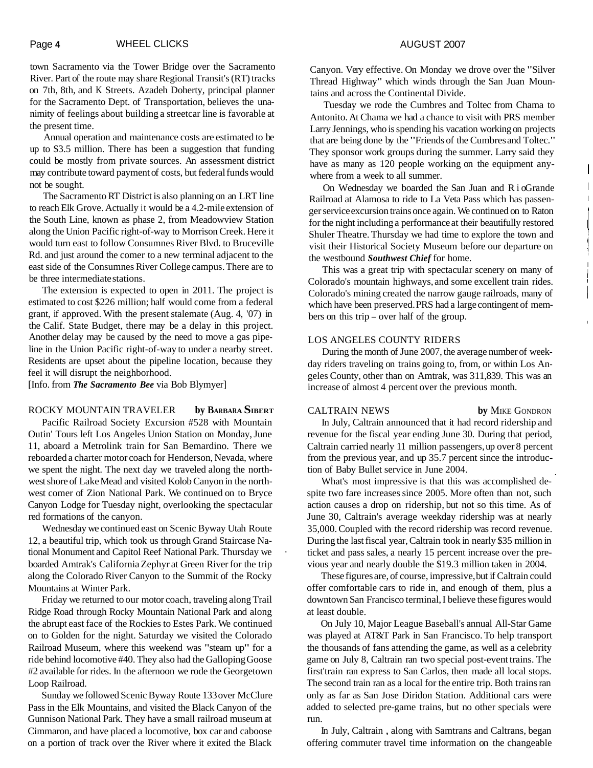town Sacramento via the Tower Bridge over the Sacramento River. Part of the route may share Regional Transit's (RT) tracks on 7th, 8th, and K Streets. Azadeh Doherty, principal planner for the Sacramento Dept. of Transportation, believes the unanimity of feelings about building a streetcar line is favorable at the present time.

Annual operation and maintenance costs are estimated to be up to $3.5 million. There has been a suggestion that funding could be mostly from private sources. An assessment district may contribute toward payment of costs, but federal funds would not be sought.

The Sacramento RT District is also planning on an LRT line to reach Elk Grove. Actually it would be a 4.2-mile extension of the South Line, known as phase 2, from Meadowview Station along the Union Pacific right-of-way to Morrison Creek. Here it would turn east to follow Consumnes River Blvd. to Bruceville Rd. and just around the comer to a new terminal adjacent to the east side of the Consumnes River College campus. There are to be three intermediate stations.

The extension is expected to open in 2011. The project is estimated to cost $226 million; half would come from a federal grant, if approved. With the present stalemate (Aug. 4, '07) in the Calif. State Budget, there may be a delay in this project. Another delay may be caused by the need to move a gas pipeline in the Union Pacific right-of-way to under a nearby street. Residents are upset about the pipeline location, because they feel it will disrupt the neighborhood.

[Info. from ***The Sacramento Bee*** via Bob Blymyer]

## ROCKY MOUNTAIN TRAVELER **by Barbara Sibert**

Pacific Railroad Society Excursion #528 with Mountain Outin' Tours left Los Angeles Union Station on Monday, June 11, aboard a Metrolink train for San Bernardino. There we reboarded a charter motor coach for Henderson, Nevada, where we spent the night. The next day we traveled along the northwest shore of Lake Mead and visited Kolob Canyon in the northwest comer of Zion National Park. We continued on to Bryce Canyon Lodge for Tuesday night, overlooking the spectacular red formations of the canyon.

Wednesday we continued east on Scenic Byway Utah Route 12, a beautiful trip, which took us through Grand Staircase National Monument and Capitol Reef National Park. Thursday we boarded Amtrak's California Zephyr at Green River for the trip along the Colorado River Canyon to the Summit of the Rocky Mountains at Winter Park.

Friday we returned to our motor coach, traveling along Trail Ridge Road through Rocky Mountain National Park and along the abrupt east face of the Rockies to Estes Park. We continued on to Golden for the night. Saturday we visited the Colorado Railroad Museum, where this weekend was "steam up" for a ride behind locomotive #40. They also had the Galloping Goose #2 available for rides. In the afternoon we rode the Georgetown Loop Railroad.

Sunday we followed Scenic Byway Route 133 over McClure Pass in the Elk Mountains, and visited the Black Canyon of the Gunnison National Park. They have a small railroad museum at Cimmaron, and have placed a locomotive, box car and caboose on a portion of track over the River where it exited the Black Canyon. Very effective. On Monday we drove over the "Silver Thread Highway" which winds through the San Juan Mountains and across the Continental Divide.

Tuesday we rode the Cumbres and Toltec from Chama to Antonito. At Chama we had a chance to visit with PRS member Larry Jennings, who is spending his vacation working on projects that are being done by the "Friends of the Cumbres and Toltec." They sponsor work groups during the summer. Larry said they have as many as 120 people working on the equipment anywhere from a week to all summer.

On Wednesday we boarded the San Juan and Rio Grande Railroad at Alamosa to ride to La Veta Pass which has passenger service excursion trains once again. We continued on to Raton for the night including a performance at their beautifully restored Shuler Theatre. Thursday we had time to explore the town and visit their Historical Society Museum before our departure on the westbound ***Southwest Chief*** for home.

This was a great trip with spectacular scenery on many of Colorado's mountain highways, and some excellent train rides. Colorado's mining created the narrow gauge railroads, many of which have been preserved. PRS had a large contingent of members on this trip – over half of the group.

## LOS ANGELES COUNTY RIDERS

During the month of June 2007, the average number of weekday riders traveling on trains going to, from, or within Los Angeles County, other than on Amtrak, was 311,839. This was an increase of almost 4 percent over the previous month.

## CALTRAIN NEWS **by Mike Gondron**

In July, Caltrain announced that it had record ridership and revenue for the fiscal year ending June 30. During that period, Caltrain carried nearly 11 million passengers, up over 8 percent from the previous year, and up 35.7 percent since the introduction of Baby Bullet service in June 2004.

What's most impressive is that this was accomplished despite two fare increases since 2005. More often than not, such action causes a drop on ridership, but not so this time. As of June 30, Caltrain's average weekday ridership was at nearly 35,000. Coupled with the record ridership was record revenue. During the last fiscal year, Caltrain took in nearly $35 million in ticket and pass sales, a nearly 15 percent increase over the previous year and nearly double the $19.3 million taken in 2004.

These figures are, of course, impressive, but if Caltrain could offer comfortable cars to ride in, and enough of them, plus a downtown San Francisco terminal, I believe these figures would at least double.

On July 10, Major League Baseball's annual All-Star Game was played at AT&T Park in San Francisco. To help transport the thousands of fans attending the game, as well as a celebrity game on July 8, Caltrain ran two special post-event trains. The first train ran express to San Carlos, then made all local stops. The second train ran as a local for the entire trip. Both trains ran only as far as San Jose Diridon Station. Additional cars were added to selected pre-game trains, but no other specials were run.

In July, Caltrain, along with Samtrans and Caltrans, began offering commuter travel time information on the changeable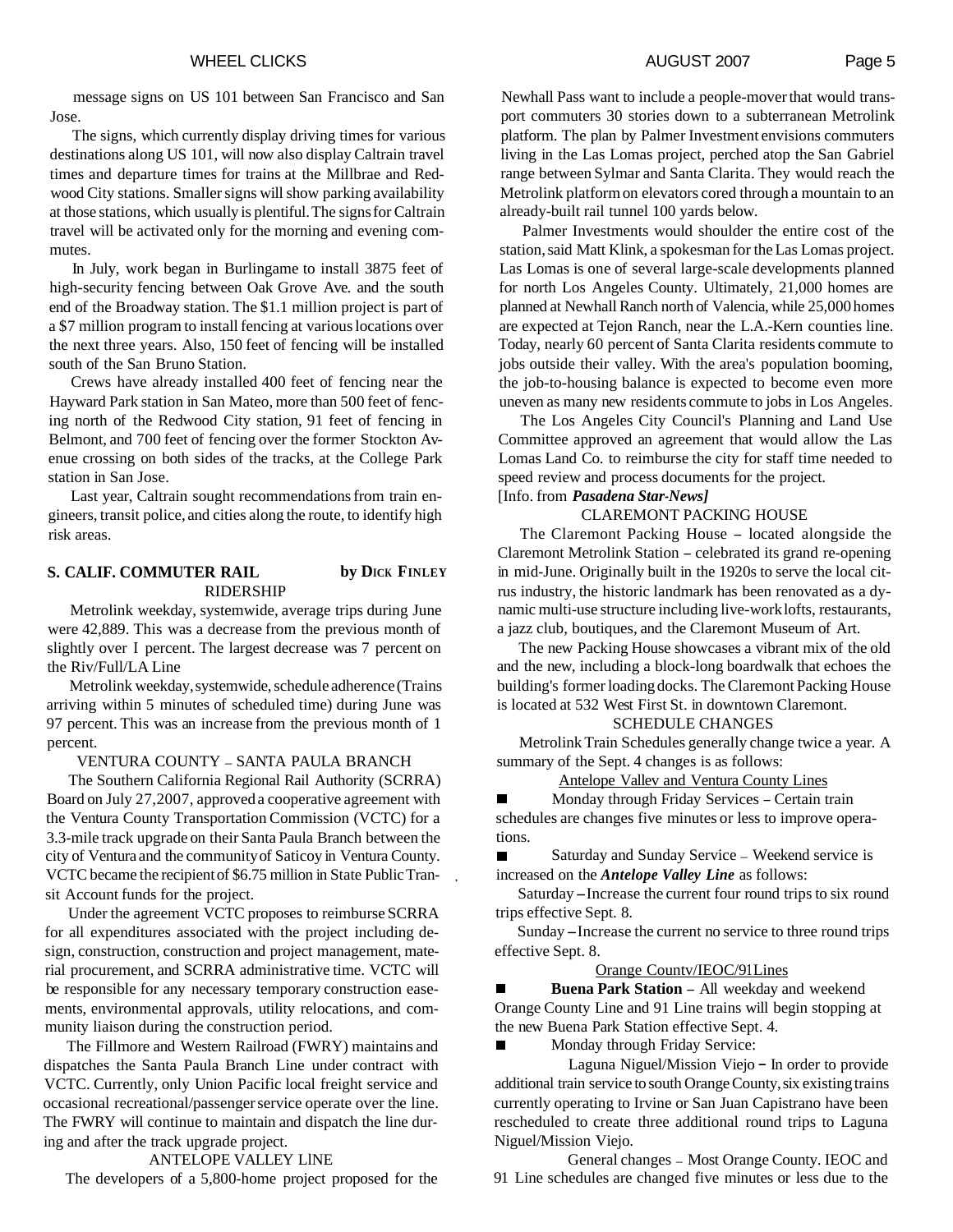message signs on US 101 between San Francisco and San Jose.

The signs, which currently display driving times for various destinations along US 101, will now also display Caltrain travel times and departure times for trains at the Millbrae and Redwood City stations. Smaller signs will show parking availability at those stations, which usually is plentiful. The signs for Caltrain travel will be activated only for the morning and evening commutes.

In July, work began in Burlingame to install 3875 feet of high-security fencing between Oak Grove Ave. and the south end of the Broadway station. The $1.1 million project is part of a $7 million program to install fencing at various locations over the next three years. Also, 150 feet of fencing will be installed south of the San Bruno Station.

Crews have already installed 400 feet of fencing near the Hayward Park station in San Mateo, more than 500 feet of fencing north of the Redwood City station, 91 feet of fencing in Belmont, and 700 feet of fencing over the former Stockton Avenue crossing on both sides of the tracks, at the College Park station in San Jose.

Last year, Caltrain sought recommendations from train engineers, transit police, and cities along the route, to identify high risk areas.

## S. CALIF. COMMUTER RAIL — by DICK FINLEY

RIDERSHIP

Metrolink weekday, systemwide, average trips during June were 42,889. This was a decrease from the previous month of slightly over 1 percent. The largest decrease was 7 percent on the Riv/Full/LA Line

Metrolink weekday, systemwide, schedule adherence (Trains arriving within 5 minutes of scheduled time) during June was 97 percent. This was an increase from the previous month of 1 percent.

VENTURA COUNTY – SANTA PAULA BRANCH

The Southern California Regional Rail Authority (SCRRA) Board on July 27,2007, approved a cooperative agreement with the Ventura County Transportation Commission (VCTC) for a 3.3-mile track upgrade on their Santa Paula Branch between the city of Ventura and the community of Saticoy in Ventura County. VCTC became the recipient of $6.75 million in State Public Transit Account funds for the project.

Under the agreement VCTC proposes to reimburse SCRRA for all expenditures associated with the project including design, construction, construction and project management, material procurement, and SCRRA administrative time. VCTC will be responsible for any necessary temporary construction easements, environmental approvals, utility relocations, and community liaison during the construction period.

The Fillmore and Western Railroad (FWRY) maintains and dispatches the Santa Paula Branch Line under contract with VCTC. Currently, only Union Pacific local freight service and occasional recreational/passenger service operate over the line. The FWRY will continue to maintain and dispatch the line during and after the track upgrade project.

ANTELOPE VALLEY LINE

The developers of a 5,800-home project proposed for the Newhall Pass want to include a people-mover that would transport commuters 30 stories down to a subterranean Metrolink platform. The plan by Palmer Investment envisions commuters living in the Las Lomas project, perched atop the San Gabriel range between Sylmar and Santa Clarita. They would reach the Metrolink platform on elevators cored through a mountain to an already-built rail tunnel 100 yards below.

Palmer Investments would shoulder the entire cost of the station, said Matt Klink, a spokesman for the Las Lomas project. Las Lomas is one of several large-scale developments planned for north Los Angeles County. Ultimately, 21,000 homes are planned at Newhall Ranch north of Valencia, while 25,000 homes are expected at Tejon Ranch, near the L.A.-Kern counties line. Today, nearly 60 percent of Santa Clarita residents commute to jobs outside their valley. With the area's population booming, the job-to-housing balance is expected to become even more uneven as many new residents commute to jobs in Los Angeles.

The Los Angeles City Council's Planning and Land Use Committee approved an agreement that would allow the Las Lomas Land Co. to reimburse the city for staff time needed to speed review and process documents for the project.
[Info. from ***Pasadena Star-News]***

CLAREMONT PACKING HOUSE

The Claremont Packing House – located alongside the Claremont Metrolink Station – celebrated its grand re-opening in mid-June. Originally built in the 1920s to serve the local citrus industry, the historic landmark has been renovated as a dynamic multi-use structure including live-work lofts, restaurants, a jazz club, boutiques, and the Claremont Museum of Art.

The new Packing House showcases a vibrant mix of the old and the new, including a block-long boardwalk that echoes the building's former loading docks. The Claremont Packing House is located at 532 West First St. in downtown Claremont.

SCHEDULE CHANGES

Metrolink Train Schedules generally change twice a year. A summary of the Sept. 4 changes is as follows:

Antelope Vallev and Ventura County Lines

- Monday through Friday Services – Certain train schedules are changes five minutes or less to improve operations.
- Saturday and Sunday Service – Weekend service is increased on the ***Antelope Valley Line*** as follows:

Saturday – Increase the current four round trips to six round trips effective Sept. 8.

Sunday – Increase the current no service to three round trips effective Sept. 8.

Orange Countv/IEOC/91Lines

- **Buena Park Station** – All weekday and weekend Orange County Line and 91 Line trains will begin stopping at the new Buena Park Station effective Sept. 4.
- Monday through Friday Service:

Laguna Niguel/Mission Viejo – In order to provide additional train service to south Orange County, six existing trains currently operating to Irvine or San Juan Capistrano have been rescheduled to create three additional round trips to Laguna Niguel/Mission Viejo.

General changes – Most Orange County. IEOC and 91 Line schedules are changed five minutes or less due to the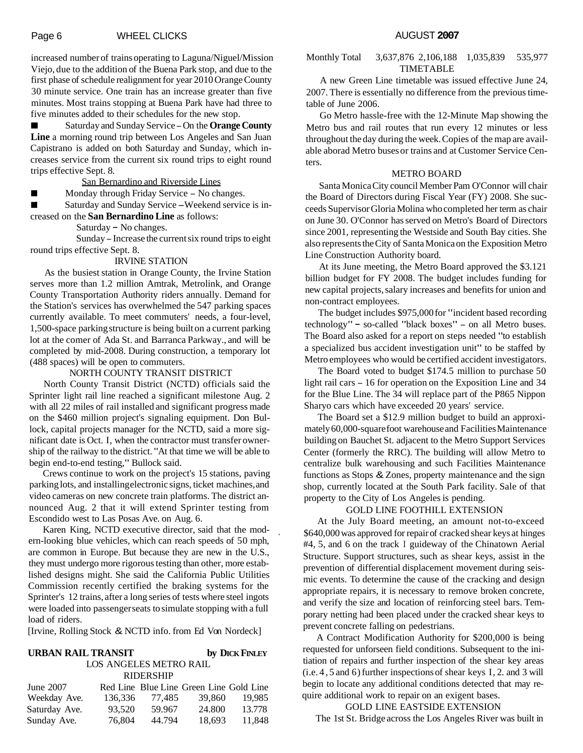increased number of trains operating to Laguna/Niguel/Mission Viejo, due to the addition of the Buena Park stop, and due to the first phase of schedule realignment for year 2010 Orange County 30 minute service. One train has an increase greater than five minutes. Most trains stopping at Buena Park have had three to five minutes added to their schedules for the new stop.

■ Saturday and Sunday Service – On the **Orange County Line** a morning round trip between Los Angeles and San Juan Capistrano is added on both Saturday and Sunday, which increases service from the current six round trips to eight round trips effective Sept. 8.

San Bernardino and Riverside Lines

■ Monday through Friday Service – No changes.

■ Saturday and Sunday Service – Weekend service is increased on the **San Bernardino Line** as follows:

Saturday – No changes.

Sunday – Increase the current six round trips to eight round trips effective Sept. 8.

IRVINE STATION

As the busiest station in Orange County, the Irvine Station serves more than 1.2 million Amtrak, Metrolink, and Orange County Transportation Authority riders annually. Demand for the Station's services has overwhelmed the 547 parking spaces currently available. To meet commuters' needs, a four-level, 1,500-space parking structure is being built on a current parking lot at the comer of Ada St. and Barranca Parkway., and will be completed by mid-2008. During construction, a temporary lot (488 spaces) will be open to commuters.

NORTH COUNTY TRANSIT DISTRICT

North County Transit District (NCTD) officials said the Sprinter light rail line reached a significant milestone Aug. 2 with all 22 miles of rail installed and significant progress made on the $460 million project's signaling equipment. Don Bullock, capital projects manager for the NCTD, said a more significant date is Oct. I, when the contractor must transfer ownership of the railway to the district. "At that time we will be able to begin end-to-end testing," Bullock said.

Crews continue to work on the project's 15 stations, paving parking lots, and installing electronic signs, ticket machines, and video cameras on new concrete train platforms. The district announced Aug. 2 that it will extend Sprinter testing from Escondido west to Las Posas Ave. on Aug. 6.

Karen King, NCTD executive director, said that the modern-looking blue vehicles, which can reach speeds of 50 mph, are common in Europe. But because they are new in the U.S., they must undergo more rigorous testing than other, more established designs might. She said the California Public Utilities Commission recently certified the braking systems for the Sprinter's 12 trains, after a long series of tests where steel ingots were loaded into passenger seats to simulate stopping with a full load of riders.

[Irvine, Rolling Stock & NCTD info. from Ed Von Nordeck]

**URBAN RAIL TRANSIT** **by DICK FINLEY**

LOS ANGELES METRO RAIL

RIDERSHIP

| June 2007 | Red Line | Blue Line | Green Line | Gold Line |
|---|---|---|---|---|
| Weekday Ave. | 136,336 | 77,485 | 39,860 | 19,985 |
| Saturday Ave. | 93,520 | 59.967 | 24.800 | 13.778 |
| Sunday Ave. | 76,804 | 44.794 | 18,693 | 11,848 |
| Monthly Total | 3,637,876 | 2,106,188 | 1,035,839 | 535,977 |

TIMETABLE

A new Green Line timetable was issued effective June 24, 2007. There is essentially no difference from the previous timetable of June 2006.

Go Metro hassle-free with the 12-Minute Map showing the Metro bus and rail routes that run every 12 minutes or less throughout the day during the week. Copies of the map are available aborad Metro buses or trains and at Customer Service Centers.

METRO BOARD

Santa Monica City council Member Pam O'Connor will chair the Board of Directors during Fiscal Year (FY) 2008. She succeeds Supervisor Gloria Molina who completed her term as chair on June 30. O'Connor has served on Metro's Board of Directors since 2001, representing the Westside and South Bay cities. She also represents the City of Santa Monica on the Exposition Metro Line Construction Authority board.

At its June meeting, the Metro Board approved the $3.121 billion budget for FY 2008. The budget includes funding for new capital projects, salary increases and benefits for union and non-contract employees.

The budget includes $975,000 for "incident based recording technology" – so-called "black boxes" – on all Metro buses. The Board also asked for a report on steps needed "to establish a specialized bus accident investigation unit" to be staffed by Metro employees who would be certified accident investigators.

The Board voted to budget $174.5 million to purchase 50 light rail cars – 16 for operation on the Exposition Line and 34 for the Blue Line. The 34 will replace part of the P865 Nippon Sharyo cars which have exceeded 20 years' service.

The Board set a $12.9 million budget to build an approximately 60,000-square foot warehouse and Facilities Maintenance building on Bauchet St. adjacent to the Metro Support Services Center (formerly the RRC). The building will allow Metro to centralize bulk warehousing and such Facilities Maintenance functions as Stops & Zones, property maintenance and the sign shop, currently located at the South Park facility. Sale of that property to the City of Los Angeles is pending.

GOLD LINE FOOTHILL EXTENSION

At the July Board meeting, an amount not-to-exceed $640,000 was approved for repair of cracked shear keys at hinges #4, 5, and 6 on the track I guideway of the Chinatown Aerial Structure. Support structures, such as shear keys, assist in the prevention of differential displacement movement during seismic events. To determine the cause of the cracking and design appropriate repairs, it is necessary to remove broken concrete, and verify the size and location of reinforcing steel bars. Temporary netting had been placed under the cracked shear keys to prevent concrete falling on pedestrians.

A Contract Modification Authority for $200,000 is being requested for unforseen field conditions. Subsequent to the initiation of repairs and further inspection of the shear key areas (i.e. 4 , 5 and 6) further inspections of shear keys I, 2. and 3 will begin to locate any additional conditions detected that may require additional work to repair on an exigent bases.

GOLD LINE EASTSIDE EXTENSION

The 1st St. Bridge across the Los Angeles River was built in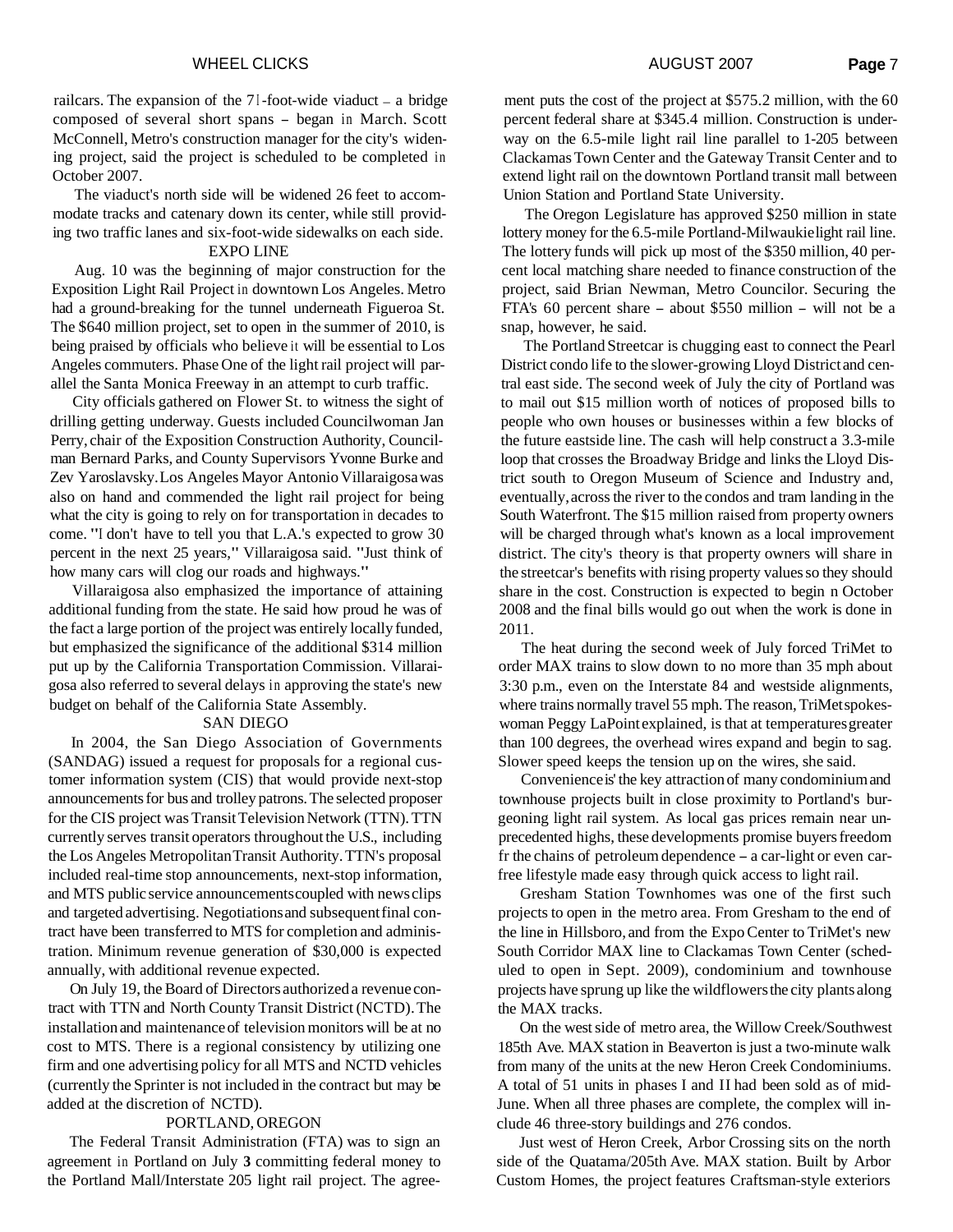railcars. The expansion of the 71-foot-wide viaduct – a bridge composed of several short spans – began in March. Scott McConnell, Metro's construction manager for the city's widening project, said the project is scheduled to be completed in October 2007.

The viaduct's north side will be widened 26 feet to accommodate tracks and catenary down its center, while still providing two traffic lanes and six-foot-wide sidewalks on each side.

### EXPO LINE

Aug. 10 was the beginning of major construction for the Exposition Light Rail Project in downtown Los Angeles. Metro had a ground-breaking for the tunnel underneath Figueroa St. The $640 million project, set to open in the summer of 2010, is being praised by officials who believe it will be essential to Los Angeles commuters. Phase One of the light rail project will parallel the Santa Monica Freeway in an attempt to curb traffic.

City officials gathered on Flower St. to witness the sight of drilling getting underway. Guests included Councilwoman Jan Perry, chair of the Exposition Construction Authority, Councilman Bernard Parks, and County Supervisors Yvonne Burke and Zev Yaroslavsky. Los Angeles Mayor Antonio Villaraigosa was also on hand and commended the light rail project for being what the city is going to rely on for transportation in decades to come. "I don't have to tell you that L.A.'s expected to grow 30 percent in the next 25 years," Villaraigosa said. "Just think of how many cars will clog our roads and highways."

Villaraigosa also emphasized the importance of attaining additional funding from the state. He said how proud he was of the fact a large portion of the project was entirely locally funded, but emphasized the significance of the additional $314 million put up by the California Transportation Commission. Villaraigosa also referred to several delays in approving the state's new budget on behalf of the California State Assembly.

### SAN DIEGO

In 2004, the San Diego Association of Governments (SANDAG) issued a request for proposals for a regional customer information system (CIS) that would provide next-stop announcements for bus and trolley patrons. The selected proposer for the CIS project was Transit Television Network (TTN). TTN currently serves transit operators throughout the U.S., including the Los Angeles Metropolitan Transit Authority. TTN's proposal included real-time stop announcements, next-stop information, and MTS public service announcements coupled with news clips and targeted advertising. Negotiations and subsequent final contract have been transferred to MTS for completion and administration. Minimum revenue generation of $30,000 is expected annually, with additional revenue expected.

On July 19, the Board of Directors authorized a revenue contract with TTN and North County Transit District (NCTD). The installation and maintenance of television monitors will be at no cost to MTS. There is a regional consistency by utilizing one firm and one advertising policy for all MTS and NCTD vehicles (currently the Sprinter is not included in the contract but may be added at the discretion of NCTD).

### PORTLAND, OREGON

The Federal Transit Administration (FTA) was to sign an agreement in Portland on July **3** committing federal money to the Portland Mall/Interstate 205 light rail project. The agreement puts the cost of the project at $575.2 million, with the 60 percent federal share at $345.4 million. Construction is underway on the 6.5-mile light rail line parallel to 1-205 between Clackamas Town Center and the Gateway Transit Center and to extend light rail on the downtown Portland transit mall between Union Station and Portland State University.

The Oregon Legislature has approved $250 million in state lottery money for the 6.5-mile Portland-Milwaukie light rail line. The lottery funds will pick up most of the $350 million, 40 percent local matching share needed to finance construction of the project, said Brian Newman, Metro Councilor. Securing the FTA's 60 percent share – about $550 million – will not be a snap, however, he said.

The Portland Streetcar is chugging east to connect the Pearl District condo life to the slower-growing Lloyd District and central east side. The second week of July the city of Portland was to mail out $15 million worth of notices of proposed bills to people who own houses or businesses within a few blocks of the future eastside line. The cash will help construct a 3.3-mile loop that crosses the Broadway Bridge and links the Lloyd District south to Oregon Museum of Science and Industry and, eventually, across the river to the condos and tram landing in the South Waterfront. The $15 million raised from property owners will be charged through what's known as a local improvement district. The city's theory is that property owners will share in the streetcar's benefits with rising property values so they should share in the cost. Construction is expected to begin n October 2008 and the final bills would go out when the work is done in 2011.

The heat during the second week of July forced TriMet to order MAX trains to slow down to no more than 35 mph about 3:30 p.m., even on the Interstate 84 and westside alignments, where trains normally travel 55 mph. The reason, TriMet spokeswoman Peggy LaPoint explained, is that at temperatures greater than 100 degrees, the overhead wires expand and begin to sag. Slower speed keeps the tension up on the wires, she said.

Convenience is' the key attraction of many condominium and townhouse projects built in close proximity to Portland's burgeoning light rail system. As local gas prices remain near unprecedented highs, these developments promise buyers freedom fr the chains of petroleum dependence – a car-light or even car-free lifestyle made easy through quick access to light rail.

Gresham Station Townhomes was one of the first such projects to open in the metro area. From Gresham to the end of the line in Hillsboro, and from the Expo Center to TriMet's new South Corridor MAX line to Clackamas Town Center (scheduled to open in Sept. 2009), condominium and townhouse projects have sprung up like the wildflowers the city plants along the MAX tracks.

On the west side of metro area, the Willow Creek/Southwest 185th Ave. MAX station in Beaverton is just a two-minute walk from many of the units at the new Heron Creek Condominiums. A total of 51 units in phases I and II had been sold as of mid-June. When all three phases are complete, the complex will include 46 three-story buildings and 276 condos.

Just west of Heron Creek, Arbor Crossing sits on the north side of the Quatama/205th Ave. MAX station. Built by Arbor Custom Homes, the project features Craftsman-style exteriors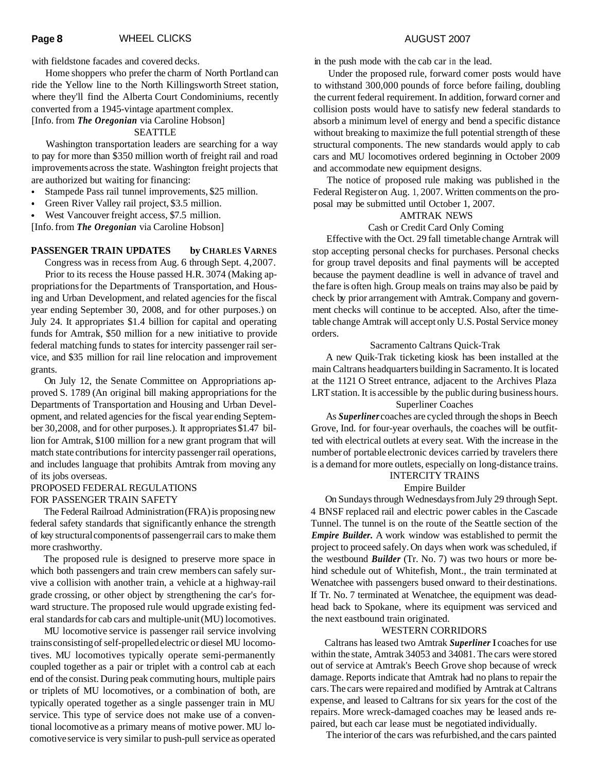with fieldstone facades and covered decks.

Home shoppers who prefer the charm of North Portland can ride the Yellow line to the North Killingsworth Street station, where they'll find the Alberta Court Condominiums, recently converted from a 1945-vintage apartment complex.

[Info. from ***The Oregonian*** via Caroline Hobson]

SEATTLE

Washington transportation leaders are searching for a way to pay for more than $350 million worth of freight rail and road improvements across the state. Washington freight projects that are authorized but waiting for financing:

- Stampede Pass rail tunnel improvements, $25 million.
- Green River Valley rail project, $3.5 million.
- West Vancouver freight access, $7.5 million.

[Info. from ***The Oregonian*** via Caroline Hobson]

## PASSENGER TRAIN UPDATES by CHARLES VARNES

Congress was in recess from Aug. 6 through Sept. 4, 2007.

Prior to its recess the House passed H.R. 3074 (Making appropriations for the Departments of Transportation, and Housing and Urban Development, and related agencies for the fiscal year ending September 30, 2008, and for other purposes.) on July 24. It appropriates $1.4 billion for capital and operating funds for Amtrak, $50 million for a new initiative to provide federal matching funds to states for intercity passenger rail service, and $35 million for rail line relocation and improvement grants.

On July 12, the Senate Committee on Appropriations approved S. 1789 (An original bill making appropriations for the Departments of Transportation and Housing and Urban Development, and related agencies for the fiscal year ending September 30,2008, and for other purposes.). It appropriates $1.47 billion for Amtrak, $100 million for a new grant program that will match state contributions for intercity passenger rail operations, and includes language that prohibits Amtrak from moving any of its jobs overseas.

PROPOSED FEDERAL REGULATIONS FOR PASSENGER TRAIN SAFETY

The Federal Railroad Administration (FRA) is proposing new federal safety standards that significantly enhance the strength of key structural components of passenger rail cars to make them more crashworthy.

The proposed rule is designed to preserve more space in which both passengers and train crew members can safely survive a collision with another train, a vehicle at a highway-rail grade crossing, or other object by strengthening the car's forward structure. The proposed rule would upgrade existing federal standards for cab cars and multiple-unit (MU) locomotives.

MU locomotive service is passenger rail service involving trains consisting of self-propelled electric or diesel MU locomotives. MU locomotives typically operate semi-permanently coupled together as a pair or triplet with a control cab at each end of the consist. During peak commuting hours, multiple pairs or triplets of MU locomotives, or a combination of both, are typically operated together as a single passenger train in MU service. This type of service does not make use of a conventional locomotive as a primary means of motive power. MU locomotive service is very similar to push-pull service as operated in the push mode with the cab car in the lead.

Under the proposed rule, forward comer posts would have to withstand 300,000 pounds of force before failing, doubling the current federal requirement. In addition, forward corner and collision posts would have to satisfy new federal standards to absorb a minimum level of energy and bend a specific distance without breaking to maximize the full potential strength of these structural components. The new standards would apply to cab cars and MU locomotives ordered beginning in October 2009 and accommodate new equipment designs.

The notice of proposed rule making was published in the Federal Register on Aug. 1, 2007. Written comments on the proposal may be submitted until October 1, 2007.

AMTRAK NEWS

Cash or Credit Card Only Coming

Effective with the Oct. 29 fall timetable change Arntrak will stop accepting personal checks for purchases. Personal checks for group travel deposits and final payments will be accepted because the payment deadline is well in advance of travel and the fare is often high. Group meals on trains may also be paid by check by prior arrangement with Amtrak. Company and government checks will continue to be accepted. Also, after the timetable change Amtrak will accept only U.S. Postal Service money orders.

Sacramento Caltrans Quick-Trak

A new Quik-Trak ticketing kiosk has been installed at the main Caltrans headquarters building in Sacramento. It is located at the 1121 O Street entrance, adjacent to the Archives Plaza LRT station. It is accessible by the public during business hours.

Superliner Coaches

As ***Superliner*** coaches are cycled through the shops in Beech Grove, Ind. for four-year overhauls, the coaches will be outfitted with electrical outlets at every seat. With the increase in the number of portable electronic devices carried by travelers there is a demand for more outlets, especially on long-distance trains.

INTERCITY TRAINS

Empire Builder

On Sundays through Wednesdays from July 29 through Sept. 4 BNSF replaced rail and electric power cables in the Cascade Tunnel. The tunnel is on the route of the Seattle section of the ***Empire Builder.*** A work window was established to permit the project to proceed safely. On days when work was scheduled, if the westbound ***Builder*** (Tr. No. 7) was two hours or more behind schedule out of Whitefish, Mont., the train terminated at Wenatchee with passengers bused onward to their destinations. If Tr. No. 7 terminated at Wenatchee, the equipment was deadhead back to Spokane, where its equipment was serviced and the next eastbound train originated.

WESTERN CORRIDORS

Caltrans has leased two Amtrak ***Superliner*** I coaches for use within the state, Amtrak 34053 and 34081. The cars were stored out of service at Amtrak's Beech Grove shop because of wreck damage. Reports indicate that Amtrak had no plans to repair the cars. The cars were repaired and modified by Arntrak at Caltrans expense, and leased to Caltrans for six years for the cost of the repairs. More wreck-damaged coaches may be leased ands repaired, but each car lease must be negotiated individually.

The interior of the cars was refurbished, and the cars painted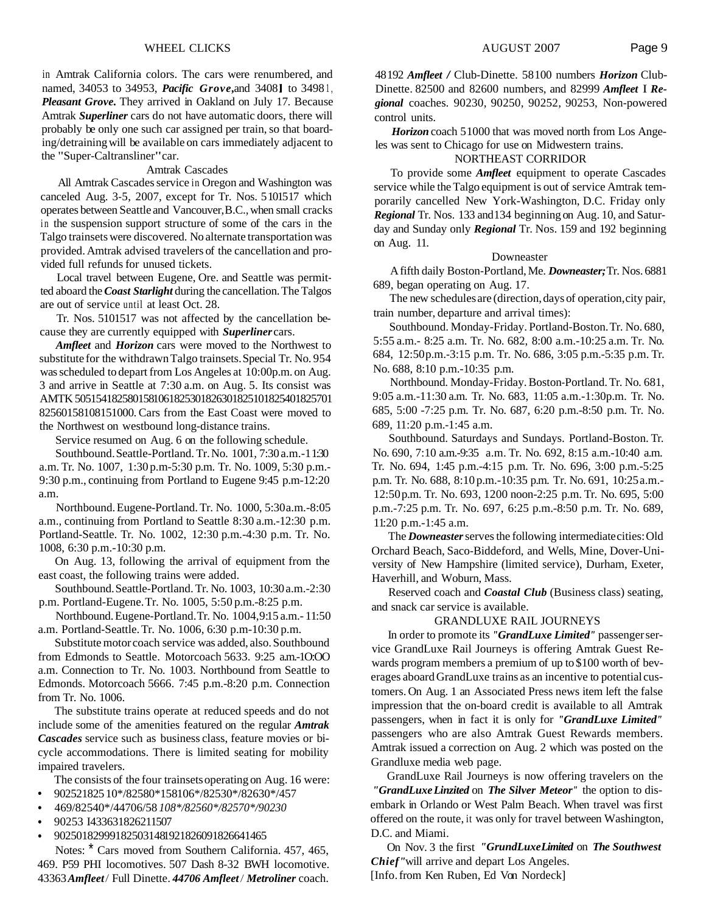in Amtrak California colors. The cars were renumbered, and named, 34053 to 34953, ***Pacific Grove***, and 34081 to 34981, ***Pleasant Grove***. They arrived in Oakland on July 17. Because Amtrak ***Superliner*** cars do not have automatic doors, there will probably be only one such car assigned per train, so that boarding/detraining will be available on cars immediately adjacent to the "Super-Caltransliner" car.

### Amtrak Cascades

All Amtrak Cascades service in Oregon and Washington was canceled Aug. 3-5, 2007, except for Tr. Nos. 5101517 which operates between Seattle and Vancouver, B.C., when small cracks in the suspension support structure of some of the cars in the Talgo trainsets were discovered. No alternate transportation was provided. Amtrak advised travelers of the cancellation and provided full refunds for unused tickets.

Local travel between Eugene, Ore. and Seattle was permitted aboard the ***Coast Starlight*** during the cancellation. The Talgos are out of service until at least Oct. 28.

Tr. Nos. 5101517 was not affected by the cancellation because they are currently equipped with ***Superliner*** cars.

***Amfleet*** and ***Horizon*** cars were moved to the Northwest to substitute for the withdrawn Talgo trainsets. Special Tr. No. 954 was scheduled to depart from Los Angeles at 10:00p.m. on Aug. 3 and arrive in Seattle at 7:30 a.m. on Aug. 5. Its consist was AMTK 5051541825801581061825301826301825101825401825701 82560158108151000. Cars from the East Coast were moved to the Northwest on westbound long-distance trains.

Service resumed on Aug. 6 on the following schedule.

Southbound. Seattle-Portland. Tr. No. 1001, 7:30 a.m.-11:30 a.m. Tr. No. 1007, 1:30 p.m-5:30 p.m. Tr. No. 1009, 5:30 p.m.-9:30 p.m., continuing from Portland to Eugene 9:45 p.m-12:20 a.m.

Northbound. Eugene-Portland. Tr. No. 1000, 5:30 a.m.-8:05 a.m., continuing from Portland to Seattle 8:30 a.m.-12:30 p.m. Portland-Seattle. Tr. No. 1002, 12:30 p.m.-4:30 p.m. Tr. No. 1008, 6:30 p.m.-10:30 p.m.

On Aug. 13, following the arrival of equipment from the east coast, the following trains were added.

Southbound. Seattle-Portland. Tr. No. 1003, 10:30 a.m.-2:30 p.m. Portland-Eugene. Tr. No. 1005, 5:50 p.m.-8:25 p.m.

Northbound. Eugene-Portland. Tr. No. 1004, 9:15 a.m.-11:50 a.m. Portland-Seattle. Tr. No. 1006, 6:30 p.m-10:30 p.m.

Substitute motor coach service was added, also. Southbound from Edmonds to Seattle. Motorcoach 5633. 9:25 a.m.-10:00 a.m. Connection to Tr. No. 1003. Northbound from Seattle to Edmonds. Motorcoach 5666. 7:45 p.m.-8:20 p.m. Connection from Tr. No. 1006.

The substitute trains operate at reduced speeds and do not include some of the amenities featured on the regular ***Amtrak Cascades*** service such as business class, feature movies or bicycle accommodations. There is limited seating for mobility impaired travelers.

The consists of the four trainsets operating on Aug. 16 were:

- 90252182510*/82580*158106*/82530*/82630*/457
- 469/82540*/44706/58 *108*/82560*/82570*/90230*
- 90253 I433631826211507
- 90250182999182503148192182609182664 1465

Notes: * Cars moved from Southern California. 457, 465, 469. P59 PHI locomotives. 507 Dash 8-32 BWH locomotive. 43363 ***Amfleet*** / Full Dinette. ***44706 Amfleet*** / ***Metroliner*** coach. 48192 ***Amfleet*** / Club-Dinette. 58100 numbers ***Horizon*** Club-Dinette. 82500 and 82600 numbers, and 82999 ***Amfleet*** I ***Regional*** coaches. 90230, 90250, 90252, 90253, Non-powered control units.

***Horizon*** coach 51000 that was moved north from Los Angeles was sent to Chicago for use on Midwestern trains.

## NORTHEAST CORRIDOR

To provide some ***Amfleet*** equipment to operate Cascades service while the Talgo equipment is out of service Amtrak temporarily cancelled New York-Washington, D.C. Friday only ***Regional*** Tr. Nos. 133 and 134 beginning on Aug. 10, and Saturday and Sunday only ***Regional*** Tr. Nos. 159 and 192 beginning on Aug. 11.

### Downeaster

A fifth daily Boston-Portland, Me. ***Downeaster;*** Tr. Nos. 6881 689, began operating on Aug. 17.

The new schedules are (direction, days of operation, city pair, train number, departure and arrival times):

Southbound. Monday-Friday. Portland-Boston. Tr. No. 680, 5:55 a.m.- 8:25 a.m. Tr. No. 682, 8:00 a.m.-10:25 a.m. Tr. No. 684, 12:50 p.m.-3:15 p.m. Tr. No. 686, 3:05 p.m.-5:35 p.m. Tr. No. 688, 8:10 p.m.-10:35 p.m.

Northbound. Monday-Friday. Boston-Portland. Tr. No. 681, 9:05 a.m.-11:30 a.m. Tr. No. 683, 11:05 a.m.-1:30p.m. Tr. No. 685, 5:00 -7:25 p.m. Tr. No. 687, 6:20 p.m.-8:50 p.m. Tr. No. 689, 11:20 p.m.-1:45 a.m.

Southbound. Saturdays and Sundays. Portland-Boston. Tr. No. 690, 7:10 a.m.-9:35 a.m. Tr. No. 692, 8:15 a.m.-10:40 a.m. Tr. No. 694, 1:45 p.m.-4:15 p.m. Tr. No. 696, 3:00 p.m.-5:25 p.m. Tr. No. 688, 8:10 p.m.-10:35 p.m. Tr. No. 691, 10:25 a.m.-12:50 p.m. Tr. No. 693, 1200 noon-2:25 p.m. Tr. No. 695, 5:00 p.m.-7:25 p.m. Tr. No. 697, 6:25 p.m.-8:50 p.m. Tr. No. 689, 11:20 p.m.-1:45 a.m.

The ***Downeaster*** serves the following intermediate cities: Old Orchard Beach, Saco-Biddeford, and Wells, Mine, Dover-University of New Hampshire (limited service), Durham, Exeter, Haverhill, and Woburn, Mass.

Reserved coach and ***Coastal Club*** (Business class) seating, and snack car service is available.

## GRANDLUXE RAIL JOURNEYS

In order to promote its "***GrandLuxe Limited***" passenger service GrandLuxe Rail Journeys is offering Amtrak Guest Rewards program members a premium of up to $100 worth of beverages aboard GrandLuxe trains as an incentive to potential customers. On Aug. 1 an Associated Press news item left the false impression that the on-board credit is available to all Amtrak passengers, when in fact it is only for "***GrandLuxe Limited***" passengers who are also Amtrak Guest Rewards members. Amtrak issued a correction on Aug. 2 which was posted on the Grandluxe media web page.

GrandLuxe Rail Journeys is now offering travelers on the "***GrandLuxe Linzited*** on ***The Silver Meteor***" the option to disembark in Orlando or West Palm Beach. When travel was first offered on the route, it was only for travel between Washington, D.C. and Miami.

On Nov. 3 the first "***GrundLuxe Limited*** on ***The Southwest Chief***" will arrive and depart Los Angeles.

[Info. from Ken Ruben, Ed Von Nordeck]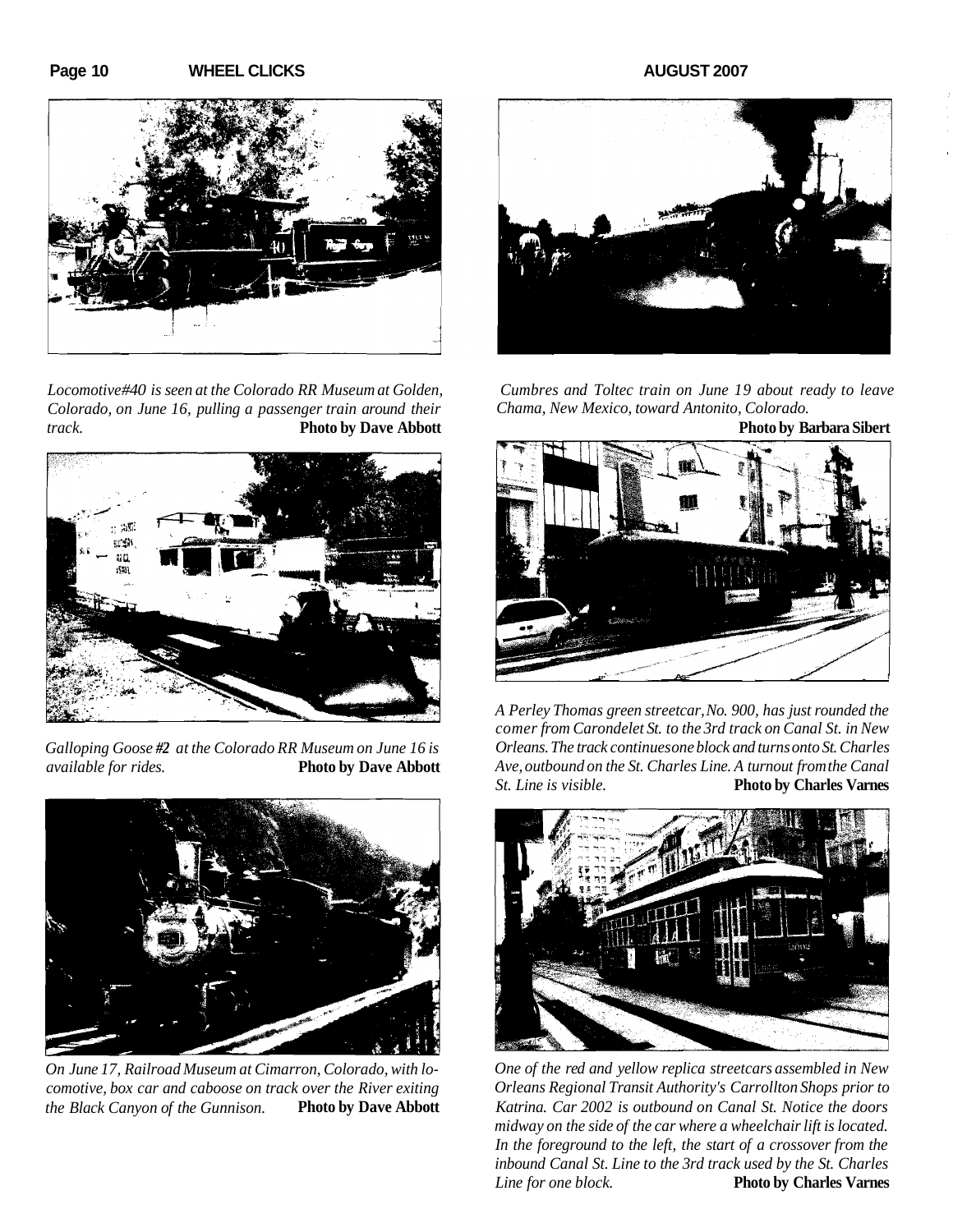*Locomotive#40 is seen at the Colorado RR Museum at Golden, Colorado, on June 16, pulling a passenger train around their track.* **Photo by Dave Abbott**

*Galloping Goose #2 at the Colorado RR Museum on June 16 is available for rides.* **Photo by Dave Abbott**

*On June 17, Railroad Museum at Cimarron, Colorado, with locomotive, box car and caboose on track over the River exiting the Black Canyon of the Gunnison.* **Photo by Dave Abbott**

*Cumbres and Toltec train on June 19 about ready to leave Chama, New Mexico, toward Antonito, Colorado.* **Photo by Barbara Sibert**

*A Perley Thomas green streetcar, No. 900, has just rounded the comer from Carondelet St. to the 3rd track on Canal St. in New Orleans. The track continues one block and turns onto St. Charles Ave, outbound on the St. Charles Line. A turnout from the Canal St. Line is visible.* **Photo by Charles Varnes**

*One of the red and yellow replica streetcars assembled in New Orleans Regional Transit Authority's Carrollton Shops prior to Katrina. Car 2002 is outbound on Canal St. Notice the doors midway on the side of the car where a wheelchair lift is located. In the foreground to the left, the start of a crossover from the inbound Canal St. Line to the 3rd track used by the St. Charles Line for one block.* **Photo by Charles Varnes**